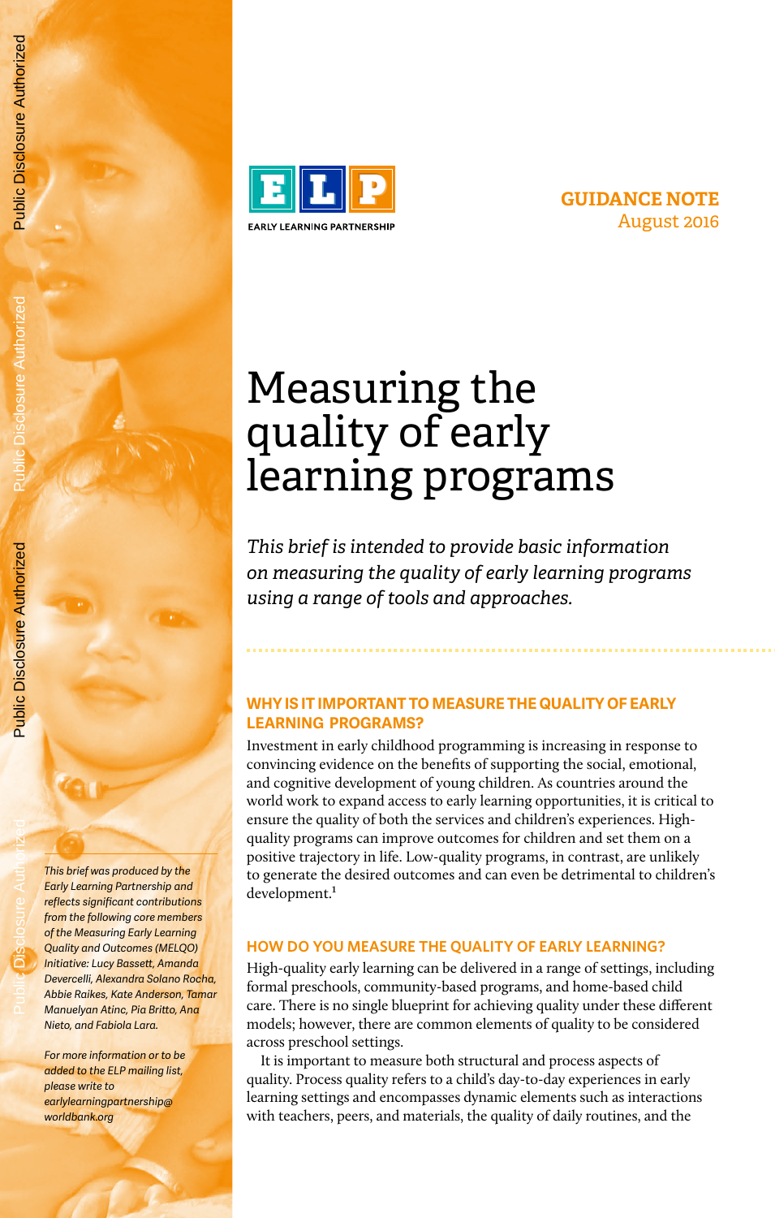EARLY LEARNING PARTNERSHIP

**GUIDANCE NOTE**
August 2016

# Measuring the quality of early learning programs

*This brief is intended to provide basic information on measuring the quality of early learning programs using a range of tools and approaches.*

*This brief was produced by the Early Learning Partnership and reflects significant contributions from the following core members of the Measuring Early Learning Quality and Outcomes (MELQO) Initiative: Lucy Bassett, Amanda Devercelli, Alexandra Solano Rocha, Abbie Raikes, Kate Anderson, Tamar Manuelyan Atinc, Pia Britto, Ana Nieto, and Fabiola Lara.*

*For more information or to be added to the ELP mailing list, please write to earlylearningpartnership@worldbank.org*

## WHY IS IT IMPORTANT TO MEASURE THE QUALITY OF EARLY LEARNING PROGRAMS?

Investment in early childhood programming is increasing in response to convincing evidence on the benefits of supporting the social, emotional, and cognitive development of young children. As countries around the world work to expand access to early learning opportunities, it is critical to ensure the quality of both the services and children's experiences. High-quality programs can improve outcomes for children and set them on a positive trajectory in life. Low-quality programs, in contrast, are unlikely to generate the desired outcomes and can even be detrimental to children's development.[1]

## HOW DO YOU MEASURE THE QUALITY OF EARLY LEARNING?

High-quality early learning can be delivered in a range of settings, including formal preschools, community-based programs, and home-based child care. There is no single blueprint for achieving quality under these different models; however, there are common elements of quality to be considered across preschool settings.

It is important to measure both structural and process aspects of quality. Process quality refers to a child's day-to-day experiences in early learning settings and encompasses dynamic elements such as interactions with teachers, peers, and materials, the quality of daily routines, and the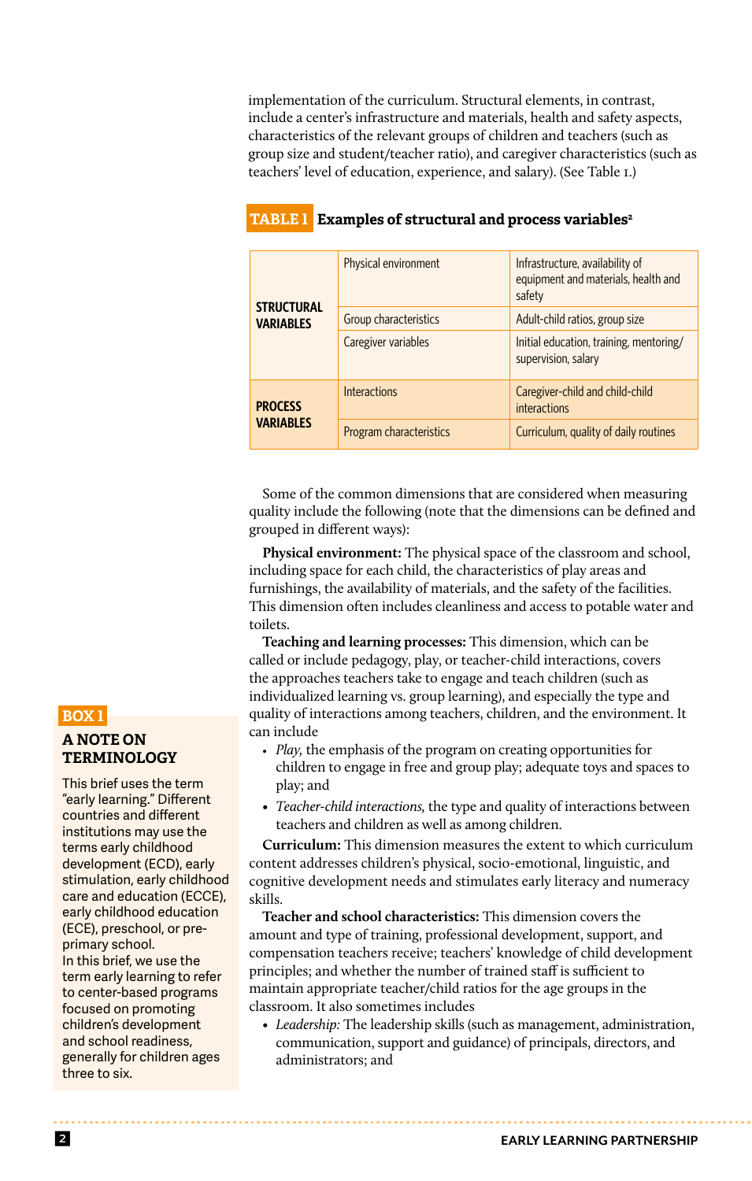implementation of the curriculum. Structural elements, in contrast, include a center's infrastructure and materials, health and safety aspects, characteristics of the relevant groups of children and teachers (such as group size and student/teacher ratio), and caregiver characteristics (such as teachers' level of education, experience, and salary). (See Table 1.)

**TABLE 1 Examples of structural and process variables[2]**

| | | |
|---|---|---|
| **STRUCTURAL VARIABLES** | Physical environment | Infrastructure, availability of equipment and materials, health and safety |
| | Group characteristics | Adult-child ratios, group size |
| | Caregiver variables | Initial education, training, mentoring/supervision, salary |
| **PROCESS VARIABLES** | Interactions | Caregiver-child and child-child interactions |
| | Program characteristics | Curriculum, quality of daily routines |

Some of the common dimensions that are considered when measuring quality include the following (note that the dimensions can be defined and grouped in different ways):

**Physical environment:** The physical space of the classroom and school, including space for each child, the characteristics of play areas and furnishings, the availability of materials, and the safety of the facilities. This dimension often includes cleanliness and access to potable water and toilets.

**Teaching and learning processes:** This dimension, which can be called or include pedagogy, play, or teacher-child interactions, covers the approaches teachers take to engage and teach children (such as individualized learning vs. group learning), and especially the type and quality of interactions among teachers, children, and the environment. It can include

- *Play,* the emphasis of the program on creating opportunities for children to engage in free and group play; adequate toys and spaces to play; and
- *Teacher-child interactions,* the type and quality of interactions between teachers and children as well as among children.

**Curriculum:** This dimension measures the extent to which curriculum content addresses children's physical, socio-emotional, linguistic, and cognitive development needs and stimulates early literacy and numeracy skills.

**Teacher and school characteristics:** This dimension covers the amount and type of training, professional development, support, and compensation teachers receive; teachers' knowledge of child development principles; and whether the number of trained staff is sufficient to maintain appropriate teacher/child ratios for the age groups in the classroom. It also sometimes includes

- *Leadership:* The leadership skills (such as management, administration, communication, support and guidance) of principals, directors, and administrators; and

**BOX 1**

**A NOTE ON TERMINOLOGY**

This brief uses the term "early learning." Different countries and different institutions may use the terms early childhood development (ECD), early stimulation, early childhood care and education (ECCE), early childhood education (ECE), preschool, or pre-primary school.

In this brief, we use the term early learning to refer to center-based programs focused on promoting children's development and school readiness, generally for children ages three to six.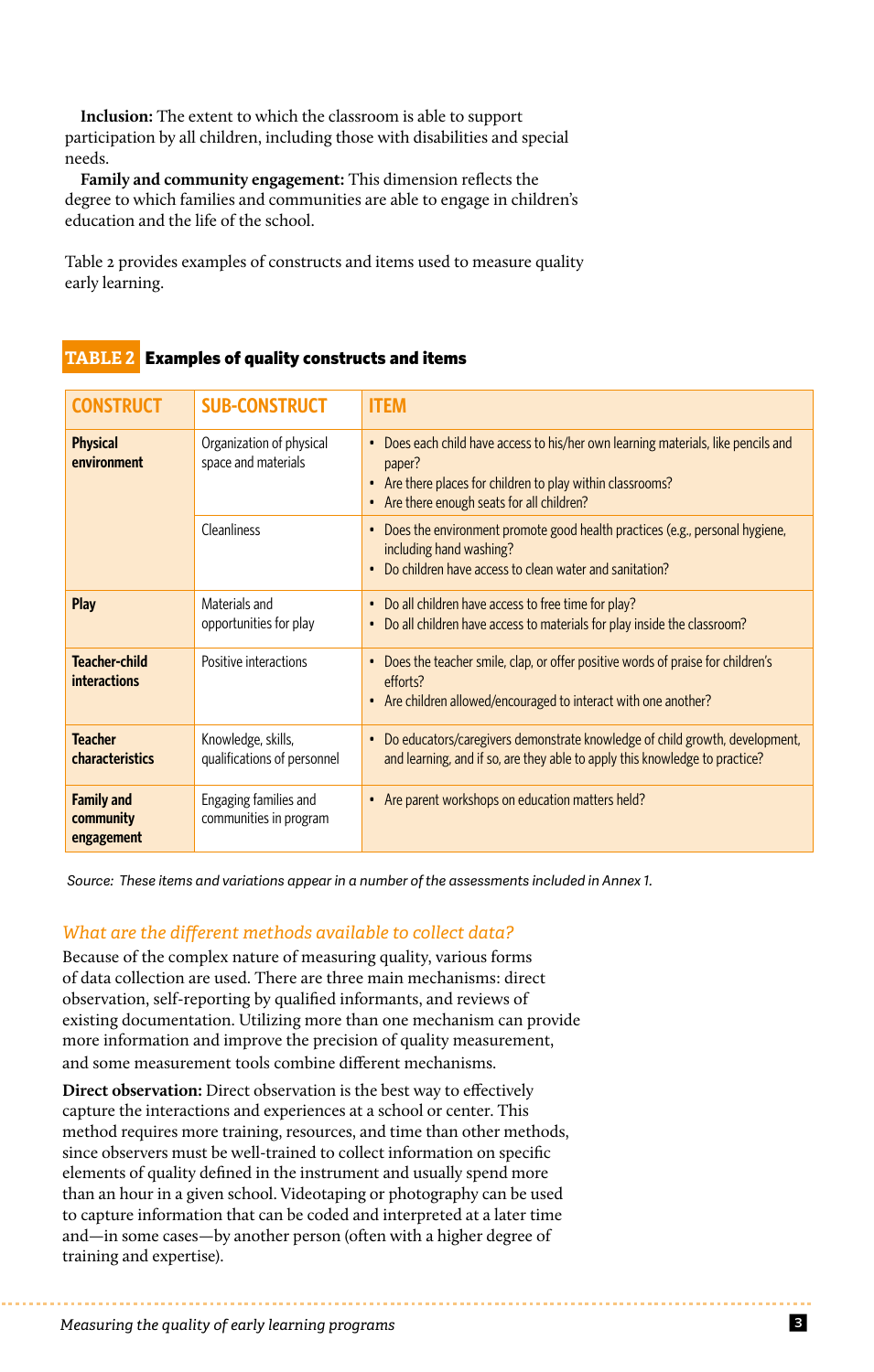**Inclusion:** The extent to which the classroom is able to support participation by all children, including those with disabilities and special needs.

**Family and community engagement:** This dimension reflects the degree to which families and communities are able to engage in children's education and the life of the school.

Table 2 provides examples of constructs and items used to measure quality early learning.

**TABLE 2 Examples of quality constructs and items**

| CONSTRUCT | SUB-CONSTRUCT | ITEM |
|---|---|---|
| **Physical environment** | Organization of physical space and materials | • Does each child have access to his/her own learning materials, like pencils and paper?<br>• Are there places for children to play within classrooms?<br>• Are there enough seats for all children? |
| | Cleanliness | • Does the environment promote good health practices (e.g., personal hygiene, including hand washing?<br>• Do children have access to clean water and sanitation? |
| **Play** | Materials and opportunities for play | • Do all children have access to free time for play?<br>• Do all children have access to materials for play inside the classroom? |
| **Teacher-child interactions** | Positive interactions | • Does the teacher smile, clap, or offer positive words of praise for children's efforts?<br>• Are children allowed/encouraged to interact with one another? |
| **Teacher characteristics** | Knowledge, skills, qualifications of personnel | • Do educators/caregivers demonstrate knowledge of child growth, development, and learning, and if so, are they able to apply this knowledge to practice? |
| **Family and community engagement** | Engaging families and communities in program | • Are parent workshops on education matters held? |

*Source: These items and variations appear in a number of the assessments included in Annex 1.*

### *What are the different methods available to collect data?*

Because of the complex nature of measuring quality, various forms of data collection are used. There are three main mechanisms: direct observation, self-reporting by qualified informants, and reviews of existing documentation. Utilizing more than one mechanism can provide more information and improve the precision of quality measurement, and some measurement tools combine different mechanisms.

**Direct observation:** Direct observation is the best way to effectively capture the interactions and experiences at a school or center. This method requires more training, resources, and time than other methods, since observers must be well-trained to collect information on specific elements of quality defined in the instrument and usually spend more than an hour in a given school. Videotaping or photography can be used to capture information that can be coded and interpreted at a later time and—in some cases—by another person (often with a higher degree of training and expertise).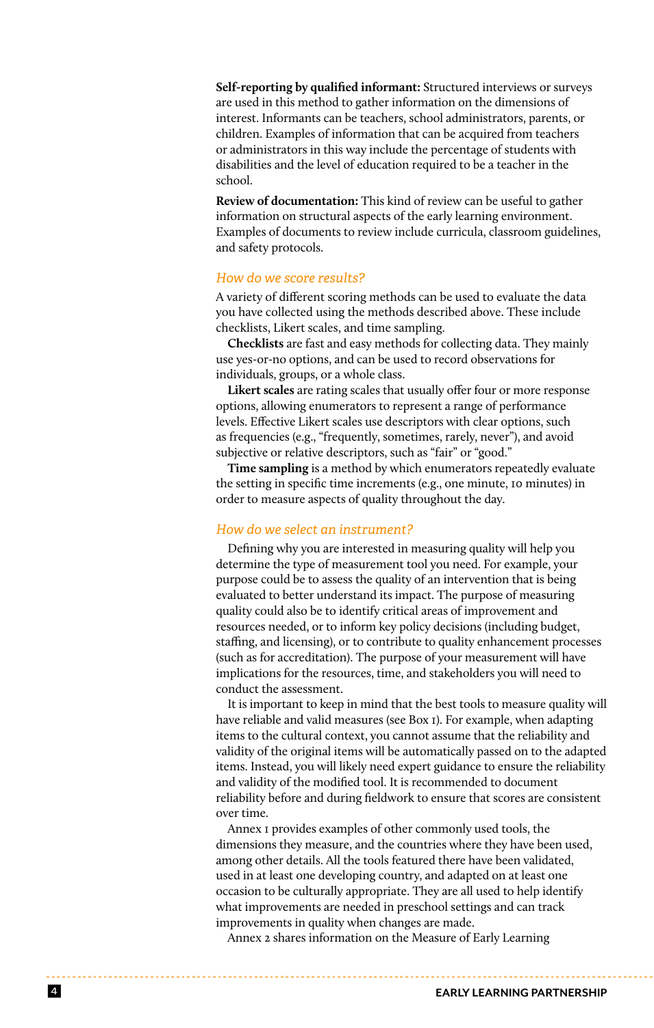**Self-reporting by qualified informant:** Structured interviews or surveys are used in this method to gather information on the dimensions of interest. Informants can be teachers, school administrators, parents, or children. Examples of information that can be acquired from teachers or administrators in this way include the percentage of students with disabilities and the level of education required to be a teacher in the school.

**Review of documentation:** This kind of review can be useful to gather information on structural aspects of the early learning environment. Examples of documents to review include curricula, classroom guidelines, and safety protocols.

### *How do we score results?*

A variety of different scoring methods can be used to evaluate the data you have collected using the methods described above. These include checklists, Likert scales, and time sampling.

**Checklists** are fast and easy methods for collecting data. They mainly use yes-or-no options, and can be used to record observations for individuals, groups, or a whole class.

**Likert scales** are rating scales that usually offer four or more response options, allowing enumerators to represent a range of performance levels. Effective Likert scales use descriptors with clear options, such as frequencies (e.g., "frequently, sometimes, rarely, never"), and avoid subjective or relative descriptors, such as "fair" or "good."

**Time sampling** is a method by which enumerators repeatedly evaluate the setting in specific time increments (e.g., one minute, 10 minutes) in order to measure aspects of quality throughout the day.

### *How do we select an instrument?*

Defining why you are interested in measuring quality will help you determine the type of measurement tool you need. For example, your purpose could be to assess the quality of an intervention that is being evaluated to better understand its impact. The purpose of measuring quality could also be to identify critical areas of improvement and resources needed, or to inform key policy decisions (including budget, staffing, and licensing), or to contribute to quality enhancement processes (such as for accreditation). The purpose of your measurement will have implications for the resources, time, and stakeholders you will need to conduct the assessment.

It is important to keep in mind that the best tools to measure quality will have reliable and valid measures (see Box 1). For example, when adapting items to the cultural context, you cannot assume that the reliability and validity of the original items will be automatically passed on to the adapted items. Instead, you will likely need expert guidance to ensure the reliability and validity of the modified tool. It is recommended to document reliability before and during fieldwork to ensure that scores are consistent over time.

Annex 1 provides examples of other commonly used tools, the dimensions they measure, and the countries where they have been used, among other details. All the tools featured there have been validated, used in at least one developing country, and adapted on at least one occasion to be culturally appropriate. They are all used to help identify what improvements are needed in preschool settings and can track improvements in quality when changes are made.

Annex 2 shares information on the Measure of Early Learning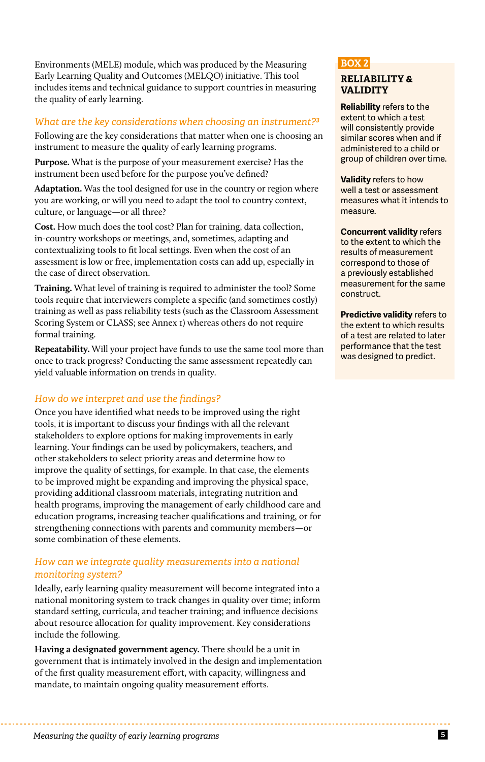Environments (MELE) module, which was produced by the Measuring Early Learning Quality and Outcomes (MELQO) initiative. This tool includes items and technical guidance to support countries in measuring the quality of early learning.

### *What are the key considerations when choosing an instrument?*[3]

Following are the key considerations that matter when one is choosing an instrument to measure the quality of early learning programs.

**Purpose.** What is the purpose of your measurement exercise? Has the instrument been used before for the purpose you've defined?

**Adaptation.** Was the tool designed for use in the country or region where you are working, or will you need to adapt the tool to country context, culture, or language—or all three?

**Cost.** How much does the tool cost? Plan for training, data collection, in-country workshops or meetings, and, sometimes, adapting and contextualizing tools to fit local settings. Even when the cost of an assessment is low or free, implementation costs can add up, especially in the case of direct observation.

**Training.** What level of training is required to administer the tool? Some tools require that interviewers complete a specific (and sometimes costly) training as well as pass reliability tests (such as the Classroom Assessment Scoring System or CLASS; see Annex 1) whereas others do not require formal training.

**Repeatability.** Will your project have funds to use the same tool more than once to track progress? Conducting the same assessment repeatedly can yield valuable information on trends in quality.

### *How do we interpret and use the findings?*

Once you have identified what needs to be improved using the right tools, it is important to discuss your findings with all the relevant stakeholders to explore options for making improvements in early learning. Your findings can be used by policymakers, teachers, and other stakeholders to select priority areas and determine how to improve the quality of settings, for example. In that case, the elements to be improved might be expanding and improving the physical space, providing additional classroom materials, integrating nutrition and health programs, improving the management of early childhood care and education programs, increasing teacher qualifications and training, or for strengthening connections with parents and community members—or some combination of these elements.

### *How can we integrate quality measurements into a national monitoring system?*

Ideally, early learning quality measurement will become integrated into a national monitoring system to track changes in quality over time; inform standard setting, curricula, and teacher training; and influence decisions about resource allocation for quality improvement. Key considerations include the following.

**Having a designated government agency.** There should be a unit in government that is intimately involved in the design and implementation of the first quality measurement effort, with capacity, willingness and mandate, to maintain ongoing quality measurement efforts.

---

**BOX 2**

## RELIABILITY & VALIDITY

**Reliability** refers to the extent to which a test will consistently provide similar scores when and if administered to a child or group of children over time.

**Validity** refers to how well a test or assessment measures what it intends to measure.

**Concurrent validity** refers to the extent to which the results of measurement correspond to those of a previously established measurement for the same construct.

**Predictive validity** refers to the extent to which results of a test are related to later performance that the test was designed to predict.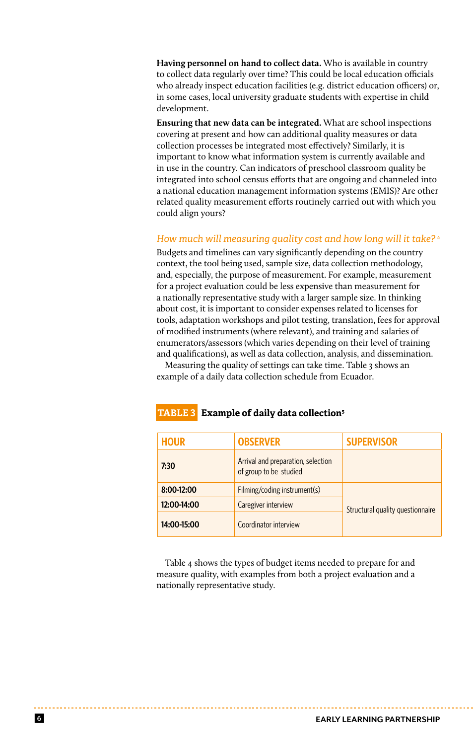**Having personnel on hand to collect data.** Who is available in country to collect data regularly over time? This could be local education officials who already inspect education facilities (e.g. district education officers) or, in some cases, local university graduate students with expertise in child development.

**Ensuring that new data can be integrated.** What are school inspections covering at present and how can additional quality measures or data collection processes be integrated most effectively? Similarly, it is important to know what information system is currently available and in use in the country. Can indicators of preschool classroom quality be integrated into school census efforts that are ongoing and channeled into a national education management information systems (EMIS)? Are other related quality measurement efforts routinely carried out with which you could align yours?

### *How much will measuring quality cost and how long will it take?* [4]

Budgets and timelines can vary significantly depending on the country context, the tool being used, sample size, data collection methodology, and, especially, the purpose of measurement. For example, measurement for a project evaluation could be less expensive than measurement for a nationally representative study with a larger sample size. In thinking about cost, it is important to consider expenses related to licenses for tools, adaptation workshops and pilot testing, translation, fees for approval of modified instruments (where relevant), and training and salaries of enumerators/assessors (which varies depending on their level of training and qualifications), as well as data collection, analysis, and dissemination.

Measuring the quality of settings can take time. Table 3 shows an example of a daily data collection schedule from Ecuador.

**TABLE 3 Example of daily data collection**[5]

| HOUR | OBSERVER | SUPERVISOR |
|---|---|---|
| 7:30 | Arrival and preparation, selection of group to be studied | |
| 8:00-12:00 | Filming/coding instrument(s) | Structural quality questionnaire |
| 12:00-14:00 | Caregiver interview | |
| 14:00-15:00 | Coordinator interview | |

Table 4 shows the types of budget items needed to prepare for and measure quality, with examples from both a project evaluation and a nationally representative study.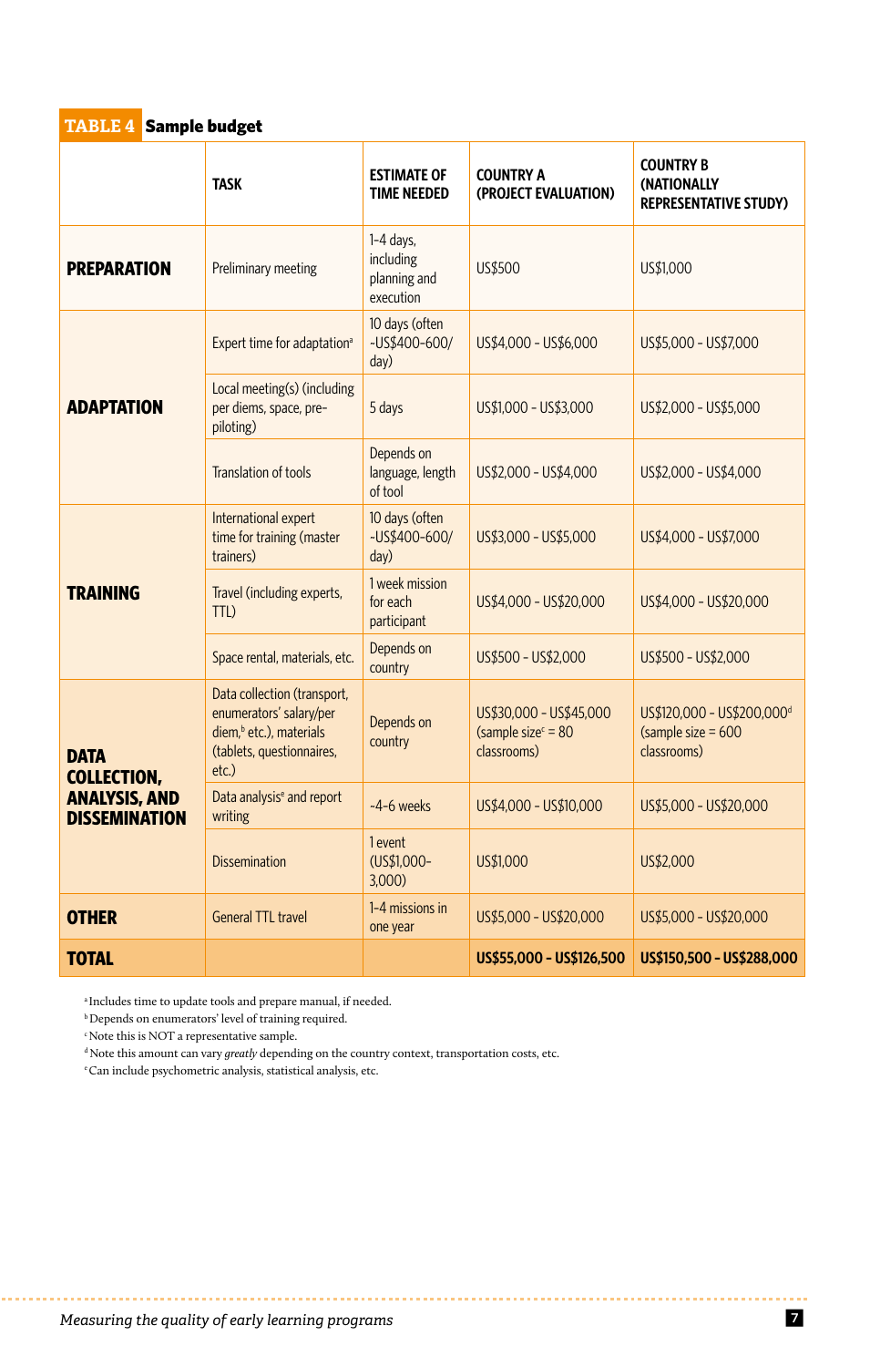**TABLE 4 Sample budget**

| | TASK | ESTIMATE OF TIME NEEDED | COUNTRY A (PROJECT EVALUATION) | COUNTRY B (NATIONALLY REPRESENTATIVE STUDY) |
|---|---|---|---|---|
| **PREPARATION** | Preliminary meeting | 1-4 days, including planning and execution | US$500 | US$1,000 |
| **ADAPTATION** | Expert time for adaptation[a] | 10 days (often ~US$400-600/ day) | US$4,000 - US$6,000 | US$5,000 - US$7,000 |
| | Local meeting(s) (including per diems, space, pre-piloting) | 5 days | US$1,000 - US$3,000 | US$2,000 - US$5,000 |
| | Translation of tools | Depends on language, length of tool | US$2,000 - US$4,000 | US$2,000 - US$4,000 |
| **TRAINING** | International expert time for training (master trainers) | 10 days (often ~US$400-600/ day) | US$3,000 - US$5,000 | US$4,000 - US$7,000 |
| | Travel (including experts, TTL) | 1 week mission for each participant | US$4,000 - US$20,000 | US$4,000 - US$20,000 |
| | Space rental, materials, etc. | Depends on country | US$500 - US$2,000 | US$500 - US$2,000 |
| **DATA COLLECTION, ANALYSIS, AND DISSEMINATION** | Data collection (transport, enumerators' salary/per diem,[b] etc.), materials (tablets, questionnaires, etc.) | Depends on country | US$30,000 - US$45,000 (sample size[c] = 80 classrooms) | US$120,000 - US$200,000[d] (sample size = 600 classrooms) |
| | Data analysis[e] and report writing | ~4-6 weeks | US$4,000 - US$10,000 | US$5,000 - US$20,000 |
| | Dissemination | 1 event (US$1,000-3,000) | US$1,000 | US$2,000 |
| **OTHER** | General TTL travel | 1-4 missions in one year | US$5,000 - US$20,000 | US$5,000 - US$20,000 |
| **TOTAL** | | | **US$55,000 - US$126,500** | **US$150,500 - US$288,000** |

[a] Includes time to update tools and prepare manual, if needed.
[b] Depends on enumerators' level of training required.
[c] Note this is NOT a representative sample.
[d] Note this amount can vary *greatly* depending on the country context, transportation costs, etc.
[e] Can include psychometric analysis, statistical analysis, etc.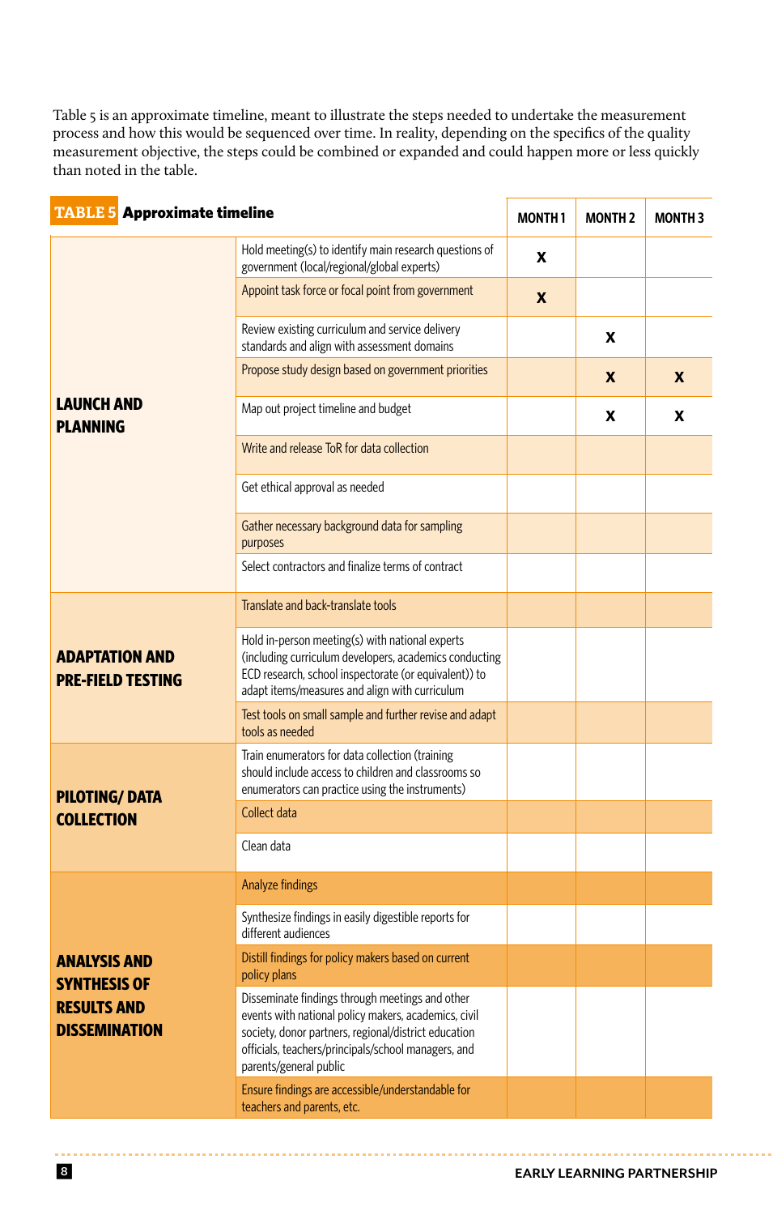Table 5 is an approximate timeline, meant to illustrate the steps needed to undertake the measurement process and how this would be sequenced over time. In reality, depending on the specifics of the quality measurement objective, the steps could be combined or expanded and could happen more or less quickly than noted in the table.

**TABLE 5 Approximate timeline**

| | | MONTH 1 | MONTH 2 | MONTH 3 |
|---|---|---|---|---|
| **LAUNCH AND PLANNING** | Hold meeting(s) to identify main research questions of government (local/regional/global experts) | X | | |
| | Appoint task force or focal point from government | X | | |
| | Review existing curriculum and service delivery standards and align with assessment domains | | X | |
| | Propose study design based on government priorities | | X | X |
| | Map out project timeline and budget | | X | X |
| | Write and release ToR for data collection | | | |
| | Get ethical approval as needed | | | |
| | Gather necessary background data for sampling purposes | | | |
| | Select contractors and finalize terms of contract | | | |
| **ADAPTATION AND PRE-FIELD TESTING** | Translate and back-translate tools | | | |
| | Hold in-person meeting(s) with national experts (including curriculum developers, academics conducting ECD research, school inspectorate (or equivalent)) to adapt items/measures and align with curriculum | | | |
| | Test tools on small sample and further revise and adapt tools as needed | | | |
| **PILOTING/ DATA COLLECTION** | Train enumerators for data collection (training should include access to children and classrooms so enumerators can practice using the instruments) | | | |
| | Collect data | | | |
| | Clean data | | | |
| **ANALYSIS AND SYNTHESIS OF RESULTS AND DISSEMINATION** | Analyze findings | | | |
| | Synthesize findings in easily digestible reports for different audiences | | | |
| | Distill findings for policy makers based on current policy plans | | | |
| | Disseminate findings through meetings and other events with national policy makers, academics, civil society, donor partners, regional/district education officials, teachers/principals/school managers, and parents/general public | | | |
| | Ensure findings are accessible/understandable for teachers and parents, etc. | | | |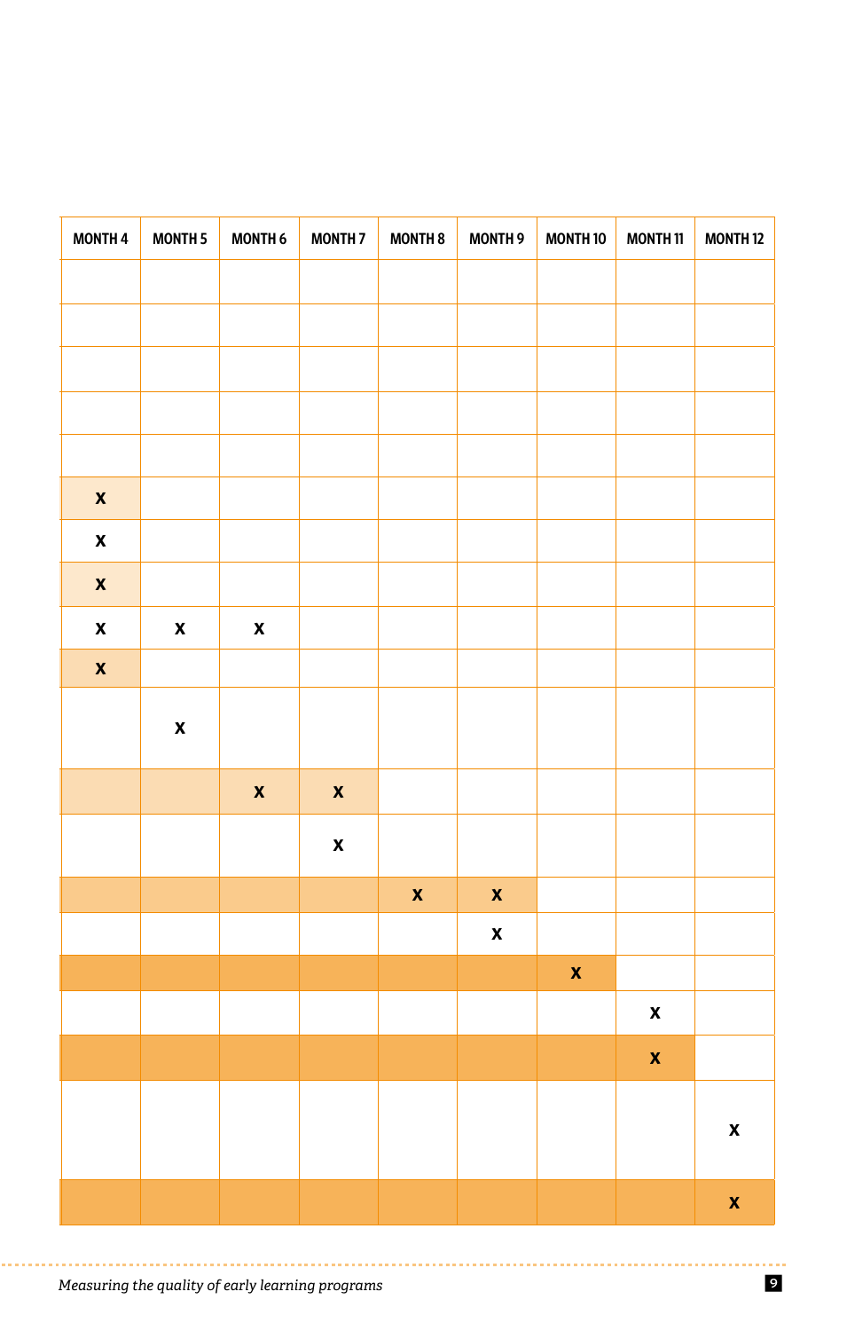| MONTH 4 | MONTH 5 | MONTH 6 | MONTH 7 | MONTH 8 | MONTH 9 | MONTH 10 | MONTH 11 | MONTH 12 |
|---|---|---|---|---|---|---|---|---|
| | | | | | | | | |
| | | | | | | | | |
| | | | | | | | | |
| | | | | | | | | |
| | | | | | | | | |
| x | | | | | | | | |
| x | | | | | | | | |
| x | | | | | | | | |
| x | x | x | | | | | | |
| x | | | | | | | | |
| | x | | | | | | | |
| | | x | x | | | | | |
| | | | x | | | | | |
| | | | | x | x | | | |
| | | | | | x | | | |
| | | | | | | x | | |
| | | | | | | | x | |
| | | | | | | | x | |
| | | | | | | | | x |
| | | | | | | | | x |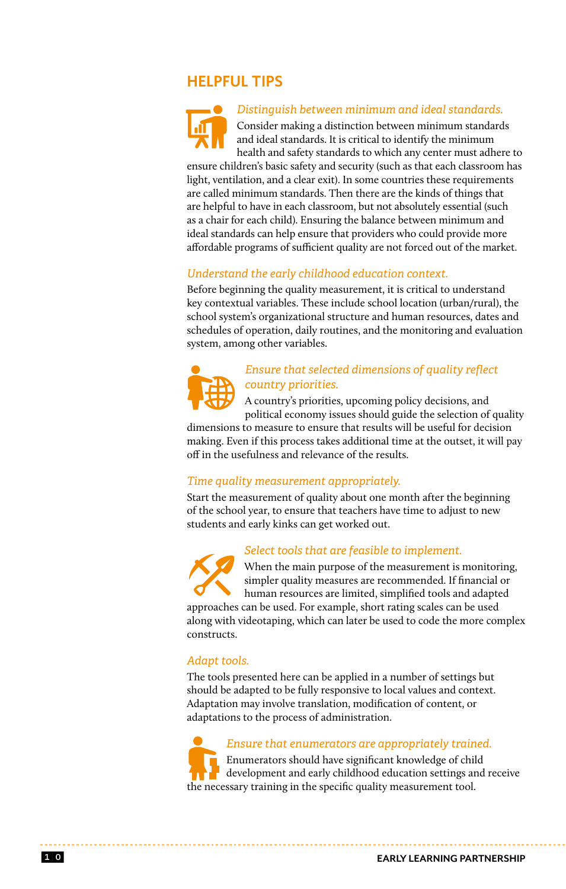## HELPFUL TIPS

*Distinguish between minimum and ideal standards.*

Consider making a distinction between minimum standards and ideal standards. It is critical to identify the minimum health and safety standards to which any center must adhere to ensure children's basic safety and security (such as that each classroom has light, ventilation, and a clear exit). In some countries these requirements are called minimum standards. Then there are the kinds of things that are helpful to have in each classroom, but not absolutely essential (such as a chair for each child). Ensuring the balance between minimum and ideal standards can help ensure that providers who could provide more affordable programs of sufficient quality are not forced out of the market.

*Understand the early childhood education context.*

Before beginning the quality measurement, it is critical to understand key contextual variables. These include school location (urban/rural), the school system's organizational structure and human resources, dates and schedules of operation, daily routines, and the monitoring and evaluation system, among other variables.

*Ensure that selected dimensions of quality reflect country priorities.*

A country's priorities, upcoming policy decisions, and political economy issues should guide the selection of quality dimensions to measure to ensure that results will be useful for decision making. Even if this process takes additional time at the outset, it will pay off in the usefulness and relevance of the results.

*Time quality measurement appropriately.*

Start the measurement of quality about one month after the beginning of the school year, to ensure that teachers have time to adjust to new students and early kinks can get worked out.

*Select tools that are feasible to implement.*

When the main purpose of the measurement is monitoring, simpler quality measures are recommended. If financial or human resources are limited, simplified tools and adapted approaches can be used. For example, short rating scales can be used along with videotaping, which can later be used to code the more complex constructs.

*Adapt tools.*

The tools presented here can be applied in a number of settings but should be adapted to be fully responsive to local values and context. Adaptation may involve translation, modification of content, or adaptations to the process of administration.

*Ensure that enumerators are appropriately trained.*

Enumerators should have significant knowledge of child development and early childhood education settings and receive the necessary training in the specific quality measurement tool.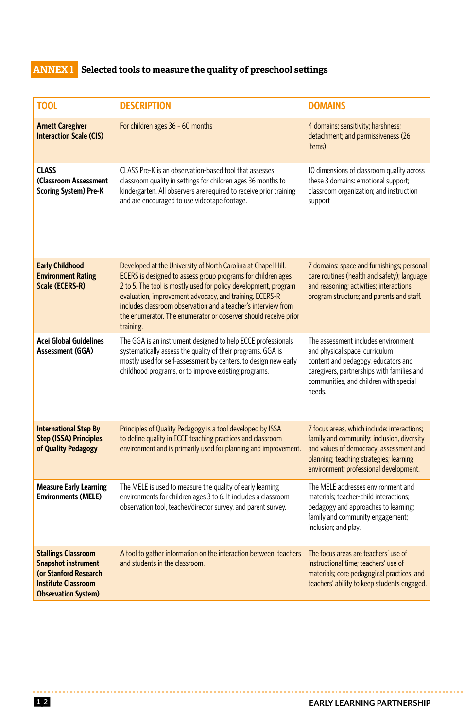## ANNEX 1 Selected tools to measure the quality of preschool settings

| TOOL | DESCRIPTION | DOMAINS |
|---|---|---|
| **Arnett Caregiver Interaction Scale (CIS)** | For children ages 36 - 60 months | 4 domains: sensitivity; harshness; detachment; and permissiveness (26 items) |
| **CLASS (Classroom Assessment Scoring System) Pre-K** | CLASS Pre-K is an observation-based tool that assesses classroom quality in settings for children ages 36 months to kindergarten. All observers are required to receive prior training and are encouraged to use videotape footage. | 10 dimensions of classroom quality across these 3 domains: emotional support; classroom organization; and instruction support |
| **Early Childhood Environment Rating Scale (ECERS-R)** | Developed at the University of North Carolina at Chapel Hill, ECERS is designed to assess group programs for children ages 2 to 5. The tool is mostly used for policy development, program evaluation, improvement advocacy, and training. ECERS-R includes classroom observation and a teacher's interview from the enumerator. The enumerator or observer should receive prior training. | 7 domains: space and furnishings; personal care routines (health and safety); language and reasoning; activities; interactions; program structure; and parents and staff. |
| **Acei Global Guidelines Assessment (GGA)** | The GGA is an instrument designed to help ECCE professionals systematically assess the quality of their programs. GGA is mostly used for self-assessment by centers, to design new early childhood programs, or to improve existing programs. | The assessment includes environment and physical space, curriculum content and pedagogy, educators and caregivers, partnerships with families and communities, and children with special needs. |
| **International Step By Step (ISSA) Principles of Quality Pedagogy** | Principles of Quality Pedagogy is a tool developed by ISSA to define quality in ECCE teaching practices and classroom environment and is primarily used for planning and improvement. | 7 focus areas, which include: interactions; family and community: inclusion, diversity and values of democracy; assessment and planning; teaching strategies; learning environment; professional development. |
| **Measure Early Learning Environments (MELE)** | The MELE is used to measure the quality of early learning environments for children ages 3 to 6. It includes a classroom observation tool, teacher/director survey, and parent survey. | The MELE addresses environment and materials; teacher-child interactions; pedagogy and approaches to learning; family and community engagement; inclusion; and play. |
| **Stallings Classroom Snapshot instrument (or Stanford Research Institute Classroom Observation System)** | A tool to gather information on the interaction between teachers and students in the classroom. | The focus areas are teachers' use of instructional time; teachers' use of materials; core pedagogical practices; and teachers' ability to keep students engaged. |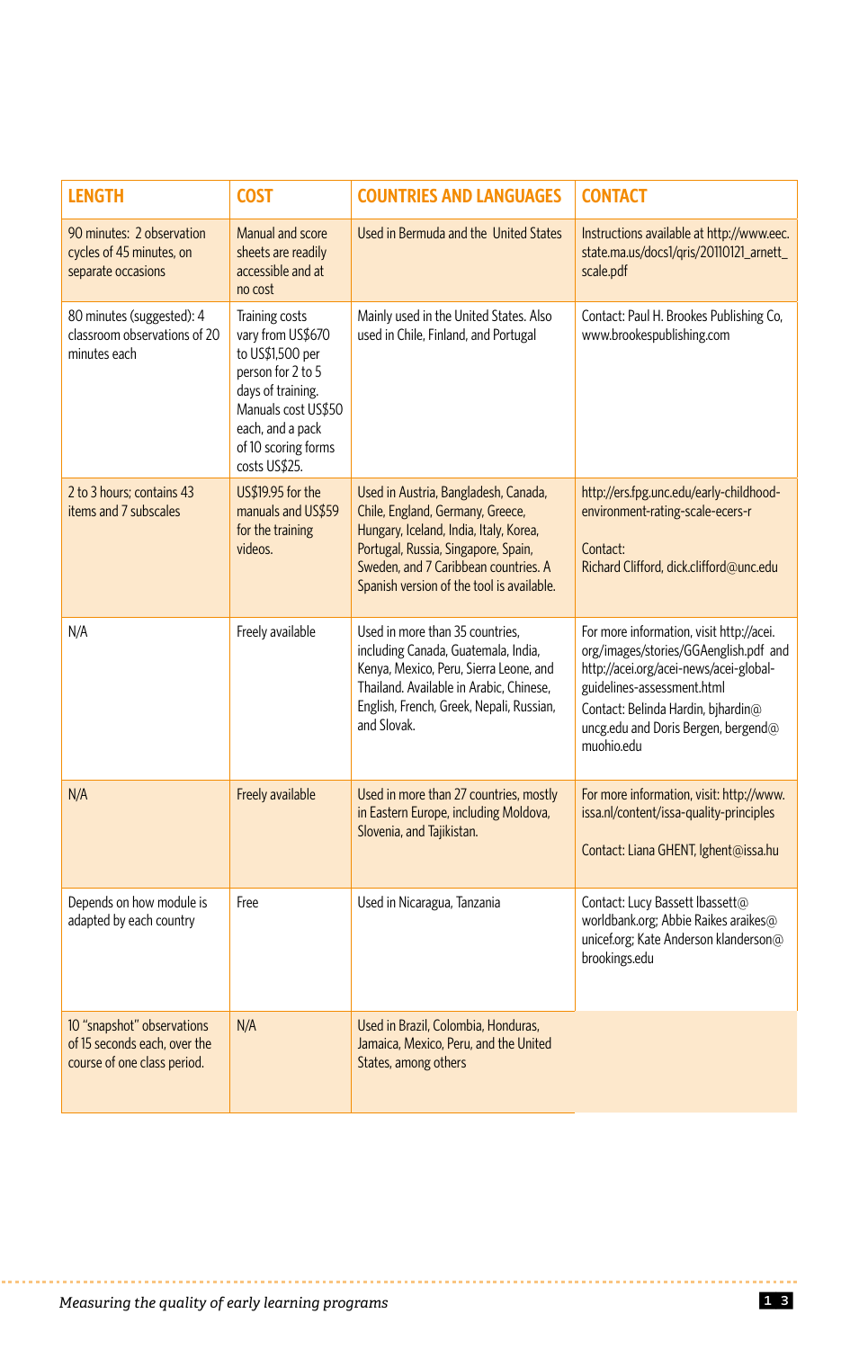| LENGTH | COST | COUNTRIES AND LANGUAGES | CONTACT |
|---|---|---|---|
| 90 minutes: 2 observation cycles of 45 minutes, on separate occasions | Manual and score sheets are readily accessible and at no cost | Used in Bermuda and the United States | Instructions available at http://www.eec.state.ma.us/docs1/qris/20110121_arnett_scale.pdf |
| 80 minutes (suggested): 4 classroom observations of 20 minutes each | Training costs vary from US$670 to US$1,500 per person for 2 to 5 days of training. Manuals cost US$50 each, and a pack of 10 scoring forms costs US$25. | Mainly used in the United States. Also used in Chile, Finland, and Portugal | Contact: Paul H. Brookes Publishing Co, www.brookespublishing.com |
| 2 to 3 hours; contains 43 items and 7 subscales | US$19.95 for the manuals and US$59 for the training videos. | Used in Austria, Bangladesh, Canada, Chile, England, Germany, Greece, Hungary, Iceland, India, Italy, Korea, Portugal, Russia, Singapore, Spain, Sweden, and 7 Caribbean countries. A Spanish version of the tool is available. | http://ers.fpg.unc.edu/early-childhood-environment-rating-scale-ecers-r<br><br>Contact:<br>Richard Clifford, dick.clifford@unc.edu |
| N/A | Freely available | Used in more than 35 countries, including Canada, Guatemala, India, Kenya, Mexico, Peru, Sierra Leone, and Thailand. Available in Arabic, Chinese, English, French, Greek, Nepali, Russian, and Slovak. | For more information, visit http://acei.org/images/stories/GGAenglish.pdf and http://acei.org/acei-news/acei-global-guidelines-assessment.html<br>Contact: Belinda Hardin, bjhardin@uncg.edu and Doris Bergen, bergend@muohio.edu |
| N/A | Freely available | Used in more than 27 countries, mostly in Eastern Europe, including Moldova, Slovenia, and Tajikistan. | For more information, visit: http://www.issa.nl/content/issa-quality-principles<br><br>Contact: Liana GHENT, lghent@issa.hu |
| Depends on how module is adapted by each country | Free | Used in Nicaragua, Tanzania | Contact: Lucy Bassett lbassett@worldbank.org; Abbie Raikes araikes@unicef.org; Kate Anderson klanderson@brookings.edu |
| 10 "snapshot" observations of 15 seconds each, over the course of one class period. | N/A | Used in Brazil, Colombia, Honduras, Jamaica, Mexico, Peru, and the United States, among others | |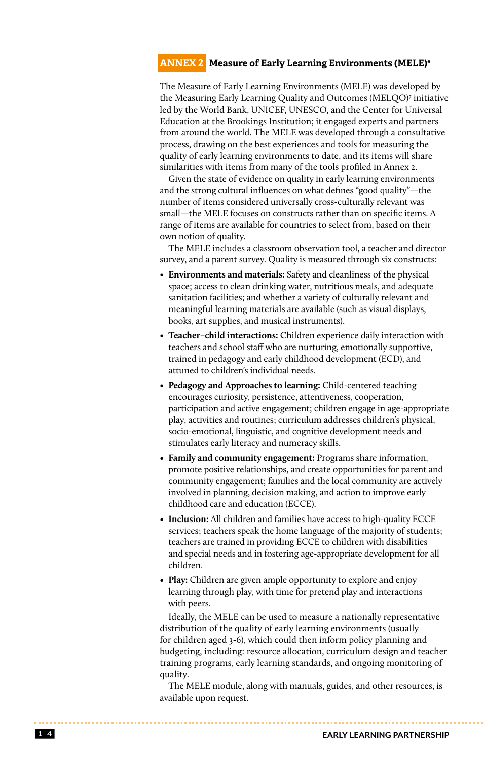## ANNEX 2 Measure of Early Learning Environments (MELE)[6]

The Measure of Early Learning Environments (MELE) was developed by the Measuring Early Learning Quality and Outcomes (MELQO)[7] initiative led by the World Bank, UNICEF, UNESCO, and the Center for Universal Education at the Brookings Institution; it engaged experts and partners from around the world. The MELE was developed through a consultative process, drawing on the best experiences and tools for measuring the quality of early learning environments to date, and its items will share similarities with items from many of the tools profiled in Annex 2.

Given the state of evidence on quality in early learning environments and the strong cultural influences on what defines "good quality"—the number of items considered universally cross-culturally relevant was small—the MELE focuses on constructs rather than on specific items. A range of items are available for countries to select from, based on their own notion of quality.

The MELE includes a classroom observation tool, a teacher and director survey, and a parent survey. Quality is measured through six constructs:

- **Environments and materials:** Safety and cleanliness of the physical space; access to clean drinking water, nutritious meals, and adequate sanitation facilities; and whether a variety of culturally relevant and meaningful learning materials are available (such as visual displays, books, art supplies, and musical instruments).
- **Teacher–child interactions:** Children experience daily interaction with teachers and school staff who are nurturing, emotionally supportive, trained in pedagogy and early childhood development (ECD), and attuned to children's individual needs.
- **Pedagogy and Approaches to learning:** Child-centered teaching encourages curiosity, persistence, attentiveness, cooperation, participation and active engagement; children engage in age-appropriate play, activities and routines; curriculum addresses children's physical, socio-emotional, linguistic, and cognitive development needs and stimulates early literacy and numeracy skills.
- **Family and community engagement:** Programs share information, promote positive relationships, and create opportunities for parent and community engagement; families and the local community are actively involved in planning, decision making, and action to improve early childhood care and education (ECCE).
- **Inclusion:** All children and families have access to high-quality ECCE services; teachers speak the home language of the majority of students; teachers are trained in providing ECCE to children with disabilities and special needs and in fostering age-appropriate development for all children.
- **Play:** Children are given ample opportunity to explore and enjoy learning through play, with time for pretend play and interactions with peers.

Ideally, the MELE can be used to measure a nationally representative distribution of the quality of early learning environments (usually for children aged 3-6), which could then inform policy planning and budgeting, including: resource allocation, curriculum design and teacher training programs, early learning standards, and ongoing monitoring of quality.

The MELE module, along with manuals, guides, and other resources, is available upon request.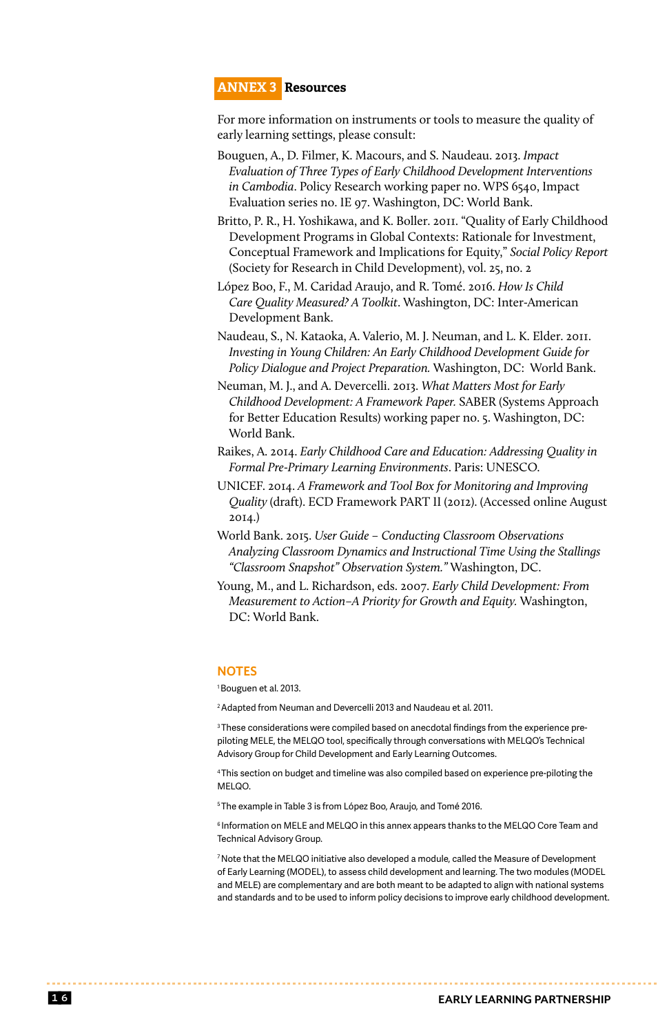## ANNEX 3 Resources

For more information on instruments or tools to measure the quality of early learning settings, please consult:

Bouguen, A., D. Filmer, K. Macours, and S. Naudeau. 2013. *Impact Evaluation of Three Types of Early Childhood Development Interventions in Cambodia*. Policy Research working paper no. WPS 6540, Impact Evaluation series no. IE 97. Washington, DC: World Bank.

Britto, P. R., H. Yoshikawa, and K. Boller. 2011. "Quality of Early Childhood Development Programs in Global Contexts: Rationale for Investment, Conceptual Framework and Implications for Equity," *Social Policy Report* (Society for Research in Child Development), vol. 25, no. 2

López Boo, F., M. Caridad Araujo, and R. Tomé. 2016. *How Is Child Care Quality Measured? A Toolkit*. Washington, DC: Inter-American Development Bank.

Naudeau, S., N. Kataoka, A. Valerio, M. J. Neuman, and L. K. Elder. 2011. *Investing in Young Children: An Early Childhood Development Guide for Policy Dialogue and Project Preparation.* Washington, DC: World Bank.

Neuman, M. J., and A. Devercelli. 2013. *What Matters Most for Early Childhood Development: A Framework Paper.* SABER (Systems Approach for Better Education Results) working paper no. 5. Washington, DC: World Bank.

Raikes, A. 2014. *Early Childhood Care and Education: Addressing Quality in Formal Pre-Primary Learning Environments*. Paris: UNESCO.

UNICEF. 2014. *A Framework and Tool Box for Monitoring and Improving Quality* (draft). ECD Framework PART II (2012). (Accessed online August 2014.)

World Bank. 2015. *User Guide – Conducting Classroom Observations Analyzing Classroom Dynamics and Instructional Time Using the Stallings "Classroom Snapshot" Observation System."* Washington, DC.

Young, M., and L. Richardson, eds. 2007. *Early Child Development: From Measurement to Action–A Priority for Growth and Equity.* Washington, DC: World Bank.

## NOTES

[1] Bouguen et al. 2013.

[2] Adapted from Neuman and Devercelli 2013 and Naudeau et al. 2011.

[3] These considerations were compiled based on anecdotal findings from the experience pre-piloting MELE, the MELQO tool, specifically through conversations with MELQO's Technical Advisory Group for Child Development and Early Learning Outcomes.

[4] This section on budget and timeline was also compiled based on experience pre-piloting the MELQO.

[5] The example in Table 3 is from López Boo, Araujo, and Tomé 2016.

[6] Information on MELE and MELQO in this annex appears thanks to the MELQO Core Team and Technical Advisory Group.

[7] Note that the MELQO initiative also developed a module, called the Measure of Development of Early Learning (MODEL), to assess child development and learning. The two modules (MODEL and MELE) are complementary and are both meant to be adapted to align with national systems and standards and to be used to inform policy decisions to improve early childhood development.